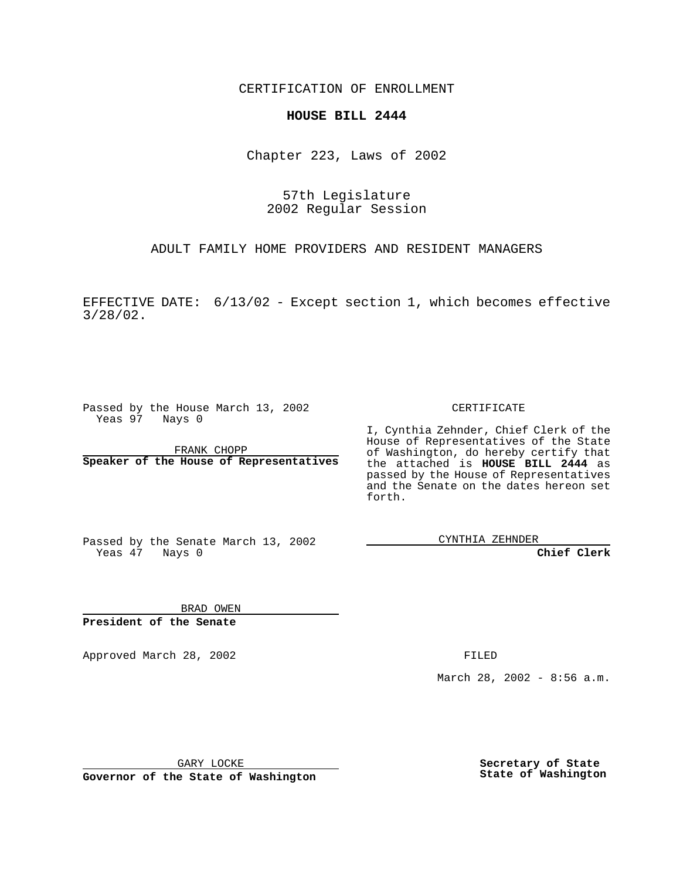CERTIFICATION OF ENROLLMENT

**HOUSE BILL 2444**

Chapter 223, Laws of 2002

57th Legislature
2002 Regular Session

ADULT FAMILY HOME PROVIDERS AND RESIDENT MANAGERS

EFFECTIVE DATE: 6/13/02 - Except section 1, which becomes effective 3/28/02.

Passed by the House March 13, 2002
Yeas 97 Nays 0

FRANK CHOPP

**Speaker of the House of Representatives**

Passed by the Senate March 13, 2002
Yeas 47 Nays 0

BRAD OWEN

**President of the Senate**

CERTIFICATE

I, Cynthia Zehnder, Chief Clerk of the House of Representatives of the State of Washington, do hereby certify that the attached is **HOUSE BILL 2444** as passed by the House of Representatives and the Senate on the dates hereon set forth.

CYNTHIA ZEHNDER

**Chief Clerk**

Approved March 28, 2002

GARY LOCKE

**Governor of the State of Washington**

FILED

March 28, 2002 - 8:56 a.m.

**Secretary of State**
**State of Washington**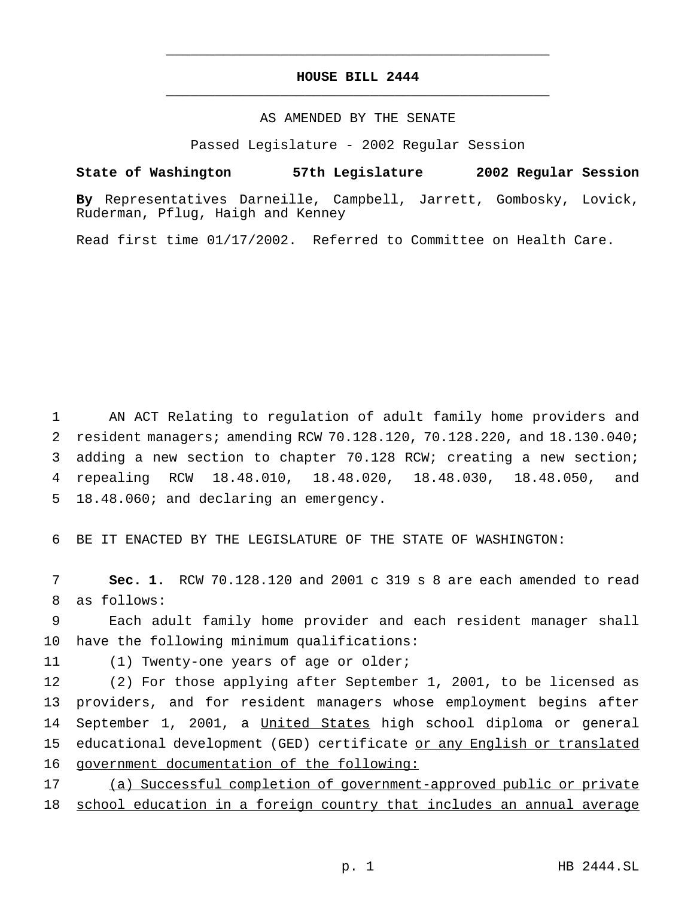# HOUSE BILL 2444

AS AMENDED BY THE SENATE

Passed Legislature - 2002 Regular Session

**State of Washington 57th Legislature 2002 Regular Session**

**By** Representatives Darneille, Campbell, Jarrett, Gombosky, Lovick, Ruderman, Pflug, Haigh and Kenney

Read first time 01/17/2002. Referred to Committee on Health Care.

AN ACT Relating to regulation of adult family home providers and resident managers; amending RCW 70.128.120, 70.128.220, and 18.130.040; adding a new section to chapter 70.128 RCW; creating a new section; repealing RCW 18.48.010, 18.48.020, 18.48.030, 18.48.050, and 18.48.060; and declaring an emergency.

BE IT ENACTED BY THE LEGISLATURE OF THE STATE OF WASHINGTON:

**Sec. 1.** RCW 70.128.120 and 2001 c 319 s 8 are each amended to read as follows:

Each adult family home provider and each resident manager shall have the following minimum qualifications:

(1) Twenty-one years of age or older;

(2) For those applying after September 1, 2001, to be licensed as providers, and for resident managers whose employment begins after September 1, 2001, a <u>United States</u> high school diploma or general educational development (GED) certificate <u>or any English or translated government documentation of the following:</u>

<u>(a) Successful completion of government-approved public or private school education in a foreign country that includes an annual average</u>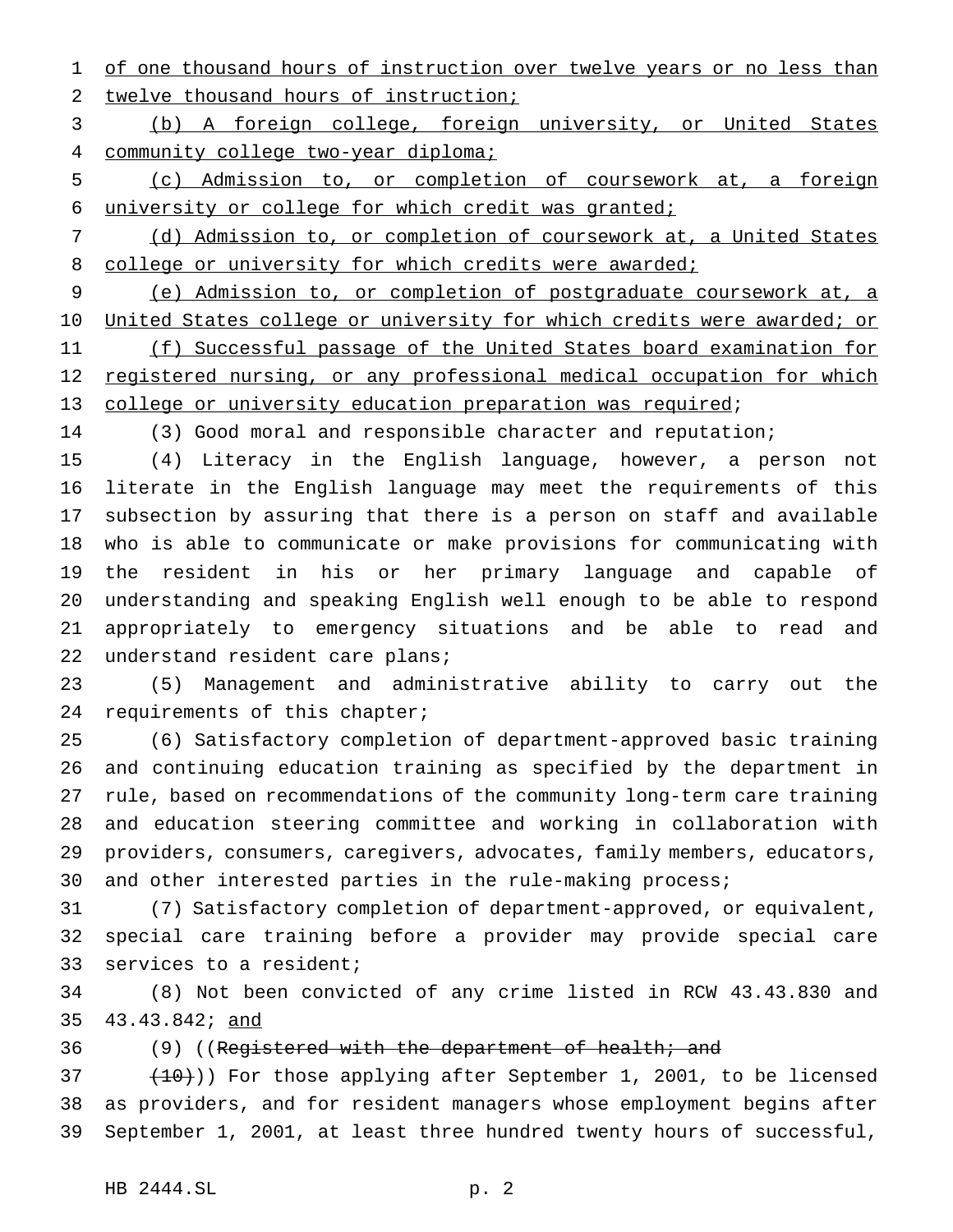of one thousand hours of instruction over twelve years or no less than twelve thousand hours of instruction;

(b) A foreign college, foreign university, or United States community college two-year diploma;

(c) Admission to, or completion of coursework at, a foreign university or college for which credit was granted;

(d) Admission to, or completion of coursework at, a United States college or university for which credits were awarded;

(e) Admission to, or completion of postgraduate coursework at, a United States college or university for which credits were awarded; or

(f) Successful passage of the United States board examination for registered nursing, or any professional medical occupation for which college or university education preparation was required;

(3) Good moral and responsible character and reputation;

(4) Literacy in the English language, however, a person not literate in the English language may meet the requirements of this subsection by assuring that there is a person on staff and available who is able to communicate or make provisions for communicating with the resident in his or her primary language and capable of understanding and speaking English well enough to be able to respond appropriately to emergency situations and be able to read and understand resident care plans;

(5) Management and administrative ability to carry out the requirements of this chapter;

(6) Satisfactory completion of department-approved basic training and continuing education training as specified by the department in rule, based on recommendations of the community long-term care training and education steering committee and working in collaboration with providers, consumers, caregivers, advocates, family members, educators, and other interested parties in the rule-making process;

(7) Satisfactory completion of department-approved, or equivalent, special care training before a provider may provide special care services to a resident;

(8) Not been convicted of any crime listed in RCW 43.43.830 and 43.43.842; and

(9) ((~~Registered with the department of health; and~~

~~(10)~~)) For those applying after September 1, 2001, to be licensed as providers, and for resident managers whose employment begins after September 1, 2001, at least three hundred twenty hours of successful,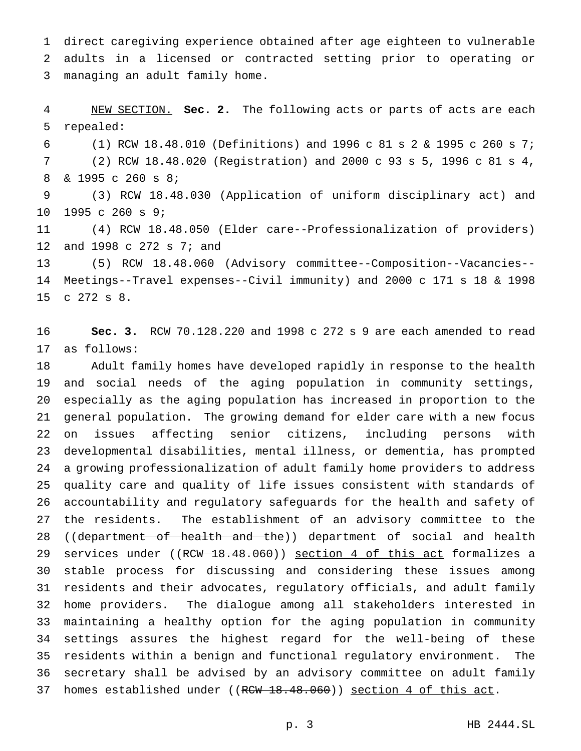direct caregiving experience obtained after age eighteen to vulnerable adults in a licensed or contracted setting prior to operating or managing an adult family home.

NEW SECTION. **Sec. 2.** The following acts or parts of acts are each repealed:

(1) RCW 18.48.010 (Definitions) and 1996 c 81 s 2 & 1995 c 260 s 7;

(2) RCW 18.48.020 (Registration) and 2000 c 93 s 5, 1996 c 81 s 4, & 1995 c 260 s 8;

(3) RCW 18.48.030 (Application of uniform disciplinary act) and 1995 c 260 s 9;

(4) RCW 18.48.050 (Elder care--Professionalization of providers) and 1998 c 272 s 7; and

(5) RCW 18.48.060 (Advisory committee--Composition--Vacancies--Meetings--Travel expenses--Civil immunity) and 2000 c 171 s 18 & 1998 c 272 s 8.

**Sec. 3.** RCW 70.128.220 and 1998 c 272 s 9 are each amended to read as follows:

Adult family homes have developed rapidly in response to the health and social needs of the aging population in community settings, especially as the aging population has increased in proportion to the general population. The growing demand for elder care with a new focus on issues affecting senior citizens, including persons with developmental disabilities, mental illness, or dementia, has prompted a growing professionalization of adult family home providers to address quality care and quality of life issues consistent with standards of accountability and regulatory safeguards for the health and safety of the residents. The establishment of an advisory committee to the ((~~department of health and the~~)) department of social and health services under ((~~RCW 18.48.060~~)) section 4 of this act formalizes a stable process for discussing and considering these issues among residents and their advocates, regulatory officials, and adult family home providers. The dialogue among all stakeholders interested in maintaining a healthy option for the aging population in community settings assures the highest regard for the well-being of these residents within a benign and functional regulatory environment. The secretary shall be advised by an advisory committee on adult family homes established under ((~~RCW 18.48.060~~)) section 4 of this act.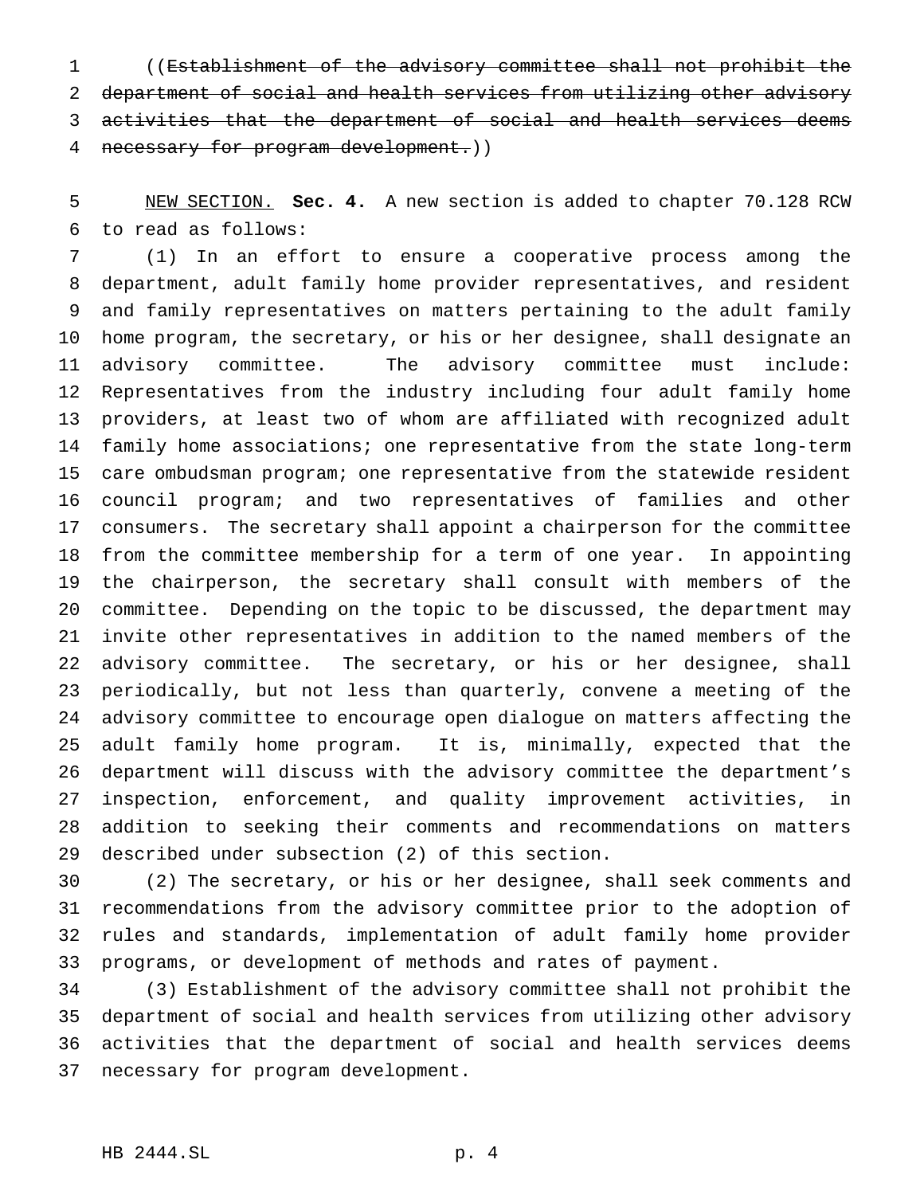((~~Establishment of the advisory committee shall not prohibit the department of social and health services from utilizing other advisory activities that the department of social and health services deems necessary for program development.~~))

NEW SECTION. **Sec. 4.** A new section is added to chapter 70.128 RCW to read as follows:

(1) In an effort to ensure a cooperative process among the department, adult family home provider representatives, and resident and family representatives on matters pertaining to the adult family home program, the secretary, or his or her designee, shall designate an advisory committee. The advisory committee must include: Representatives from the industry including four adult family home providers, at least two of whom are affiliated with recognized adult family home associations; one representative from the state long-term care ombudsman program; one representative from the statewide resident council program; and two representatives of families and other consumers. The secretary shall appoint a chairperson for the committee from the committee membership for a term of one year. In appointing the chairperson, the secretary shall consult with members of the committee. Depending on the topic to be discussed, the department may invite other representatives in addition to the named members of the advisory committee. The secretary, or his or her designee, shall periodically, but not less than quarterly, convene a meeting of the advisory committee to encourage open dialogue on matters affecting the adult family home program. It is, minimally, expected that the department will discuss with the advisory committee the department's inspection, enforcement, and quality improvement activities, in addition to seeking their comments and recommendations on matters described under subsection (2) of this section.

(2) The secretary, or his or her designee, shall seek comments and recommendations from the advisory committee prior to the adoption of rules and standards, implementation of adult family home provider programs, or development of methods and rates of payment.

(3) Establishment of the advisory committee shall not prohibit the department of social and health services from utilizing other advisory activities that the department of social and health services deems necessary for program development.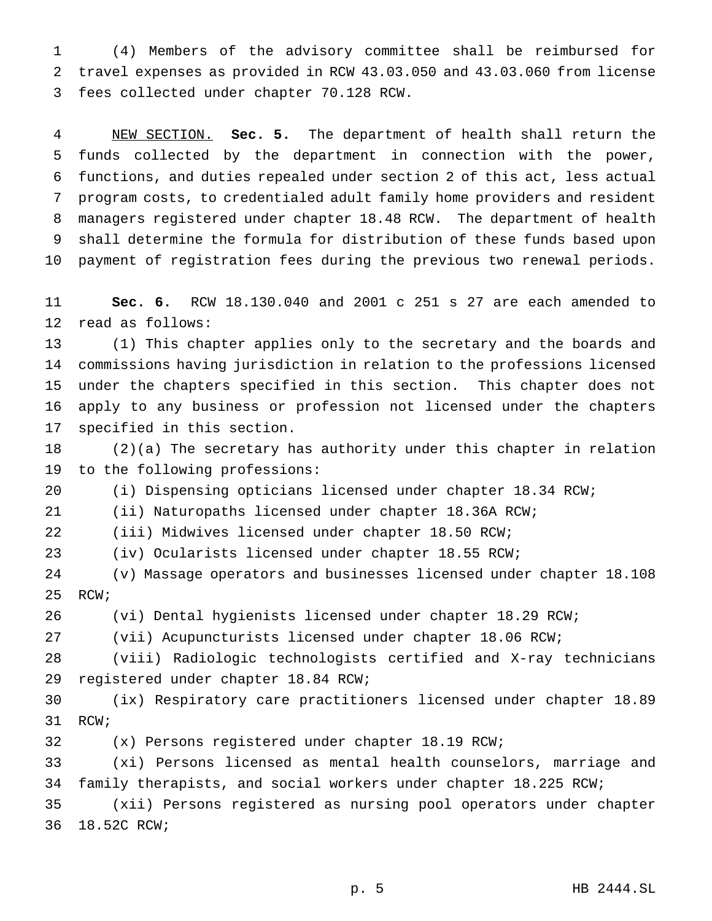(4) Members of the advisory committee shall be reimbursed for travel expenses as provided in RCW 43.03.050 and 43.03.060 from license fees collected under chapter 70.128 RCW.

NEW SECTION. **Sec. 5.** The department of health shall return the funds collected by the department in connection with the power, functions, and duties repealed under section 2 of this act, less actual program costs, to credentialed adult family home providers and resident managers registered under chapter 18.48 RCW. The department of health shall determine the formula for distribution of these funds based upon payment of registration fees during the previous two renewal periods.

**Sec. 6.** RCW 18.130.040 and 2001 c 251 s 27 are each amended to read as follows:

(1) This chapter applies only to the secretary and the boards and commissions having jurisdiction in relation to the professions licensed under the chapters specified in this section. This chapter does not apply to any business or profession not licensed under the chapters specified in this section.

(2)(a) The secretary has authority under this chapter in relation to the following professions:

(i) Dispensing opticians licensed under chapter 18.34 RCW;

(ii) Naturopaths licensed under chapter 18.36A RCW;

(iii) Midwives licensed under chapter 18.50 RCW;

(iv) Ocularists licensed under chapter 18.55 RCW;

(v) Massage operators and businesses licensed under chapter 18.108 RCW;

(vi) Dental hygienists licensed under chapter 18.29 RCW;

(vii) Acupuncturists licensed under chapter 18.06 RCW;

(viii) Radiologic technologists certified and X-ray technicians registered under chapter 18.84 RCW;

(ix) Respiratory care practitioners licensed under chapter 18.89 RCW;

(x) Persons registered under chapter 18.19 RCW;

(xi) Persons licensed as mental health counselors, marriage and family therapists, and social workers under chapter 18.225 RCW;

(xii) Persons registered as nursing pool operators under chapter 18.52C RCW;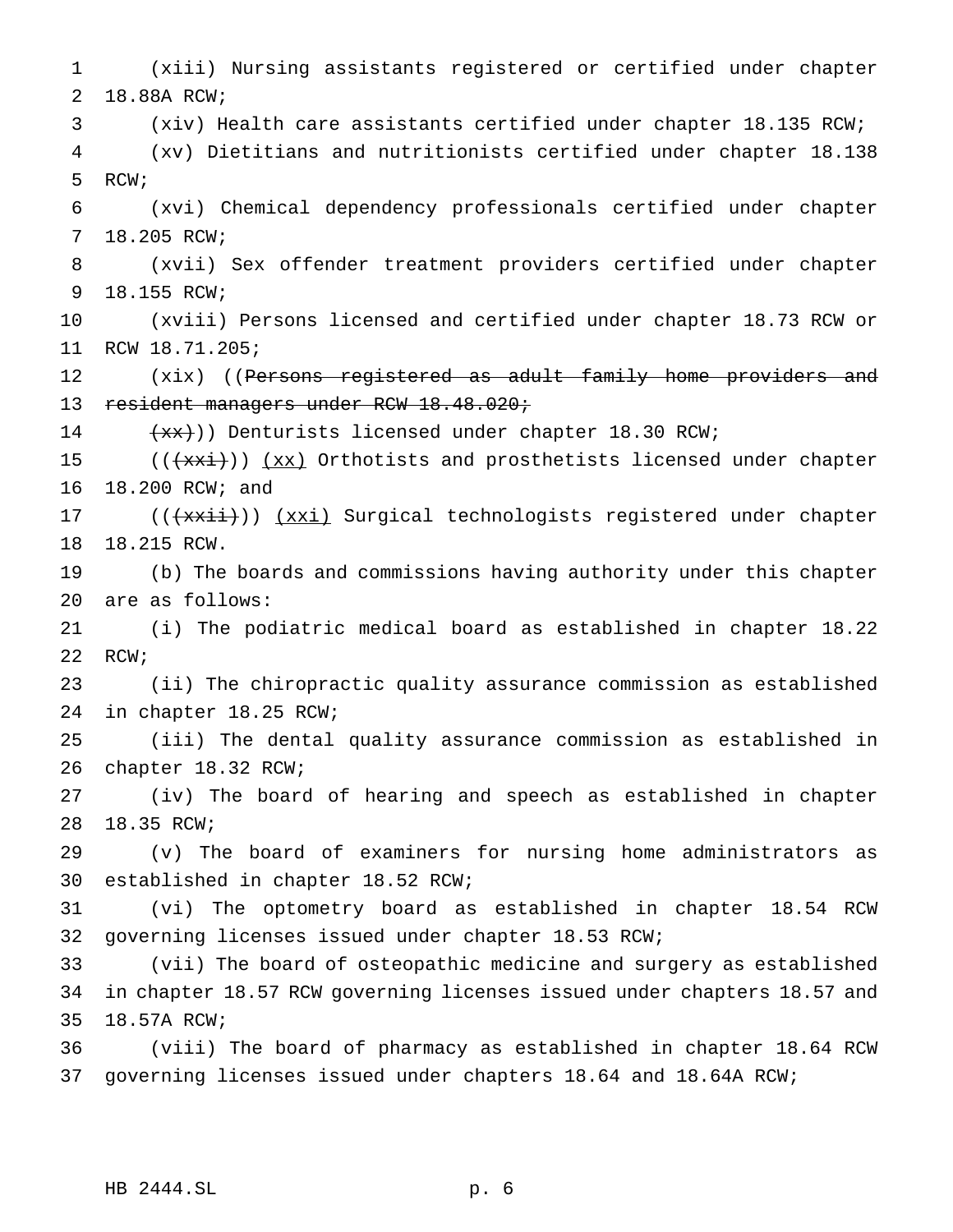(xiii) Nursing assistants registered or certified under chapter 18.88A RCW;

(xiv) Health care assistants certified under chapter 18.135 RCW;

(xv) Dietitians and nutritionists certified under chapter 18.138 RCW;

(xvi) Chemical dependency professionals certified under chapter 18.205 RCW;

(xvii) Sex offender treatment providers certified under chapter 18.155 RCW;

(xviii) Persons licensed and certified under chapter 18.73 RCW or RCW 18.71.205;

(xix) ((~~Persons registered as adult family home providers and resident managers under RCW 18.48.020;~~

~~(xx)~~)) Denturists licensed under chapter 18.30 RCW;

((~~(xxi)~~)) <u>(xx)</u> Orthotists and prosthetists licensed under chapter 18.200 RCW; and

((~~(xxii)~~)) <u>(xxi)</u> Surgical technologists registered under chapter 18.215 RCW.

(b) The boards and commissions having authority under this chapter are as follows:

(i) The podiatric medical board as established in chapter 18.22 RCW;

(ii) The chiropractic quality assurance commission as established in chapter 18.25 RCW;

(iii) The dental quality assurance commission as established in chapter 18.32 RCW;

(iv) The board of hearing and speech as established in chapter 18.35 RCW;

(v) The board of examiners for nursing home administrators as established in chapter 18.52 RCW;

(vi) The optometry board as established in chapter 18.54 RCW governing licenses issued under chapter 18.53 RCW;

(vii) The board of osteopathic medicine and surgery as established in chapter 18.57 RCW governing licenses issued under chapters 18.57 and 18.57A RCW;

(viii) The board of pharmacy as established in chapter 18.64 RCW governing licenses issued under chapters 18.64 and 18.64A RCW;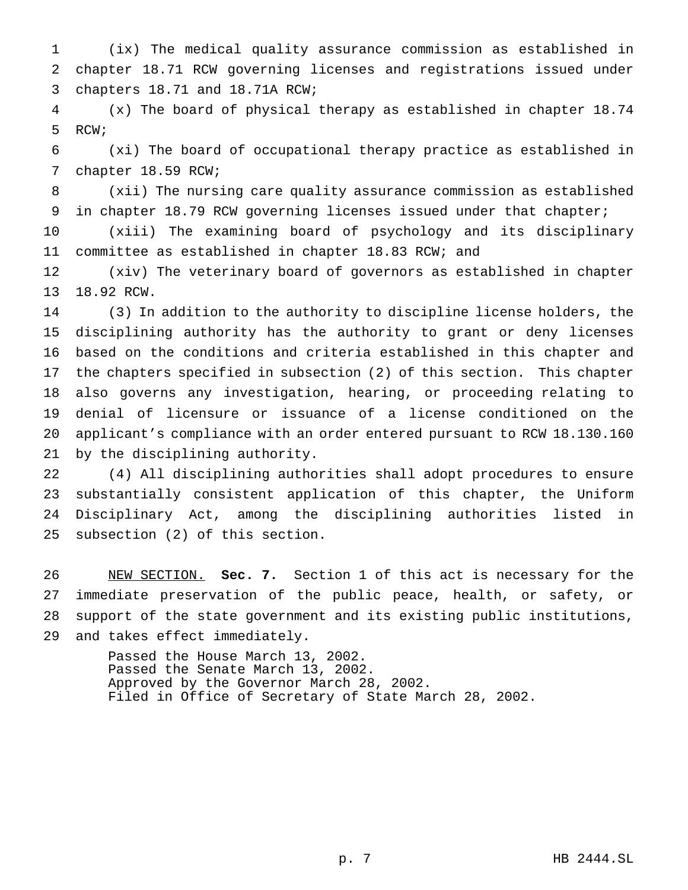(ix) The medical quality assurance commission as established in chapter 18.71 RCW governing licenses and registrations issued under chapters 18.71 and 18.71A RCW;

(x) The board of physical therapy as established in chapter 18.74 RCW;

(xi) The board of occupational therapy practice as established in chapter 18.59 RCW;

(xii) The nursing care quality assurance commission as established in chapter 18.79 RCW governing licenses issued under that chapter;

(xiii) The examining board of psychology and its disciplinary committee as established in chapter 18.83 RCW; and

(xiv) The veterinary board of governors as established in chapter 18.92 RCW.

(3) In addition to the authority to discipline license holders, the disciplining authority has the authority to grant or deny licenses based on the conditions and criteria established in this chapter and the chapters specified in subsection (2) of this section. This chapter also governs any investigation, hearing, or proceeding relating to denial of licensure or issuance of a license conditioned on the applicant's compliance with an order entered pursuant to RCW 18.130.160 by the disciplining authority.

(4) All disciplining authorities shall adopt procedures to ensure substantially consistent application of this chapter, the Uniform Disciplinary Act, among the disciplining authorities listed in subsection (2) of this section.

NEW SECTION. **Sec. 7.** Section 1 of this act is necessary for the immediate preservation of the public peace, health, or safety, or support of the state government and its existing public institutions, and takes effect immediately.

Passed the House March 13, 2002.
Passed the Senate March 13, 2002.
Approved by the Governor March 28, 2002.
Filed in Office of Secretary of State March 28, 2002.